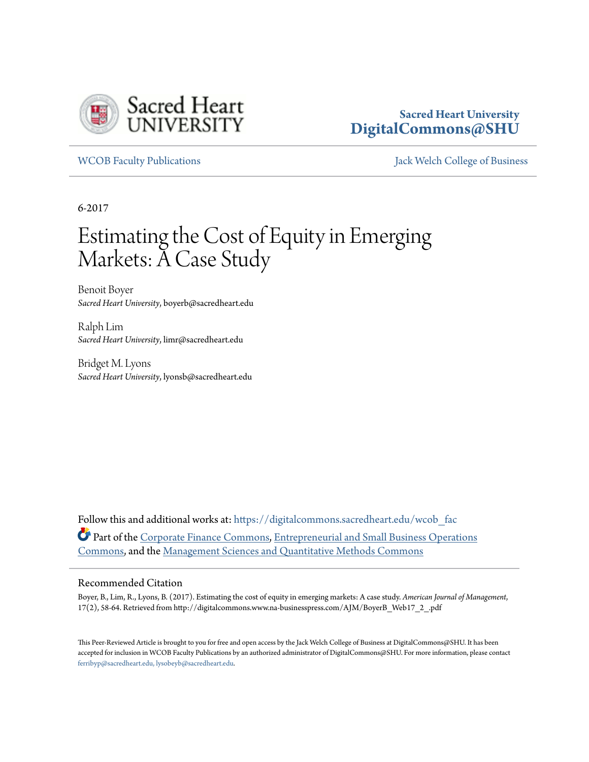Sacred Heart University
DigitalCommons@SHU

WCOB Faculty Publications | Jack Welch College of Business

6-2017

# Estimating the Cost of Equity in Emerging Markets: A Case Study

Benoit Boyer
*Sacred Heart University*, boyerb@sacredheart.edu

Ralph Lim
*Sacred Heart University*, limr@sacredheart.edu

Bridget M. Lyons
*Sacred Heart University*, lyonsb@sacredheart.edu

Follow this and additional works at: https://digitalcommons.sacredheart.edu/wcob_fac

Part of the Corporate Finance Commons, Entrepreneurial and Small Business Operations Commons, and the Management Sciences and Quantitative Methods Commons

## Recommended Citation

Boyer, B., Lim, R., Lyons, B. (2017). Estimating the cost of equity in emerging markets: A case study. *American Journal of Management*, 17(2), 58-64. Retrieved from http://digitalcommons.www.na-businesspress.com/AJM/BoyerB_Web17_2_.pdf

This Peer-Reviewed Article is brought to you for free and open access by the Jack Welch College of Business at DigitalCommons@SHU. It has been accepted for inclusion in WCOB Faculty Publications by an authorized administrator of DigitalCommons@SHU. For more information, please contact ferribyp@sacredheart.edu, lysobeyb@sacredheart.edu.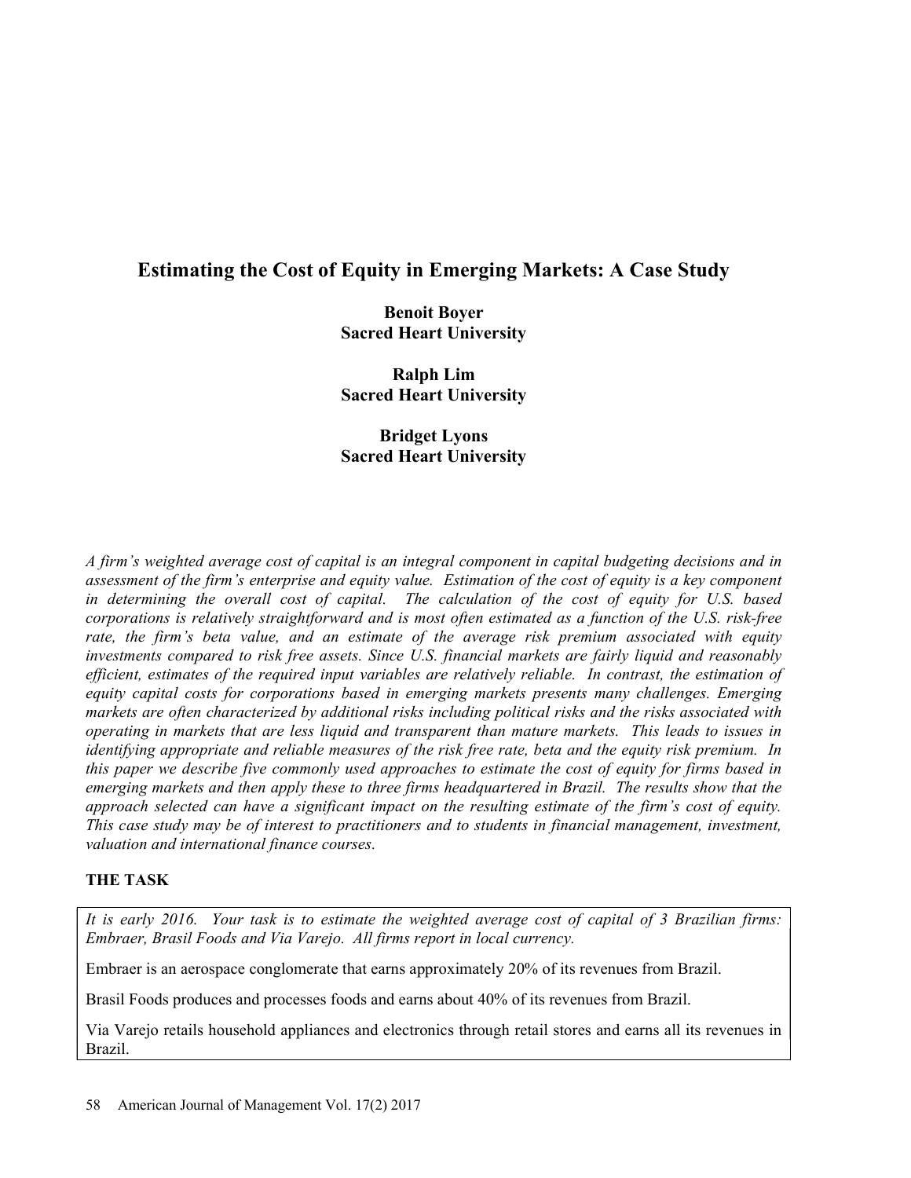# Estimating the Cost of Equity in Emerging Markets: A Case Study

**Benoit Boyer**
**Sacred Heart University**

**Ralph Lim**
**Sacred Heart University**

**Bridget Lyons**
**Sacred Heart University**

*A firm's weighted average cost of capital is an integral component in capital budgeting decisions and in assessment of the firm's enterprise and equity value. Estimation of the cost of equity is a key component in determining the overall cost of capital. The calculation of the cost of equity for U.S. based corporations is relatively straightforward and is most often estimated as a function of the U.S. risk-free rate, the firm's beta value, and an estimate of the average risk premium associated with equity investments compared to risk free assets. Since U.S. financial markets are fairly liquid and reasonably efficient, estimates of the required input variables are relatively reliable. In contrast, the estimation of equity capital costs for corporations based in emerging markets presents many challenges. Emerging markets are often characterized by additional risks including political risks and the risks associated with operating in markets that are less liquid and transparent than mature markets. This leads to issues in identifying appropriate and reliable measures of the risk free rate, beta and the equity risk premium. In this paper we describe five commonly used approaches to estimate the cost of equity for firms based in emerging markets and then apply these to three firms headquartered in Brazil. The results show that the approach selected can have a significant impact on the resulting estimate of the firm's cost of equity. This case study may be of interest to practitioners and to students in financial management, investment, valuation and international finance courses.*

## THE TASK

*It is early 2016. Your task is to estimate the weighted average cost of capital of 3 Brazilian firms: Embraer, Brasil Foods and Via Varejo. All firms report in local currency.*

Embraer is an aerospace conglomerate that earns approximately 20% of its revenues from Brazil.

Brasil Foods produces and processes foods and earns about 40% of its revenues from Brazil.

Via Varejo retails household appliances and electronics through retail stores and earns all its revenues in Brazil.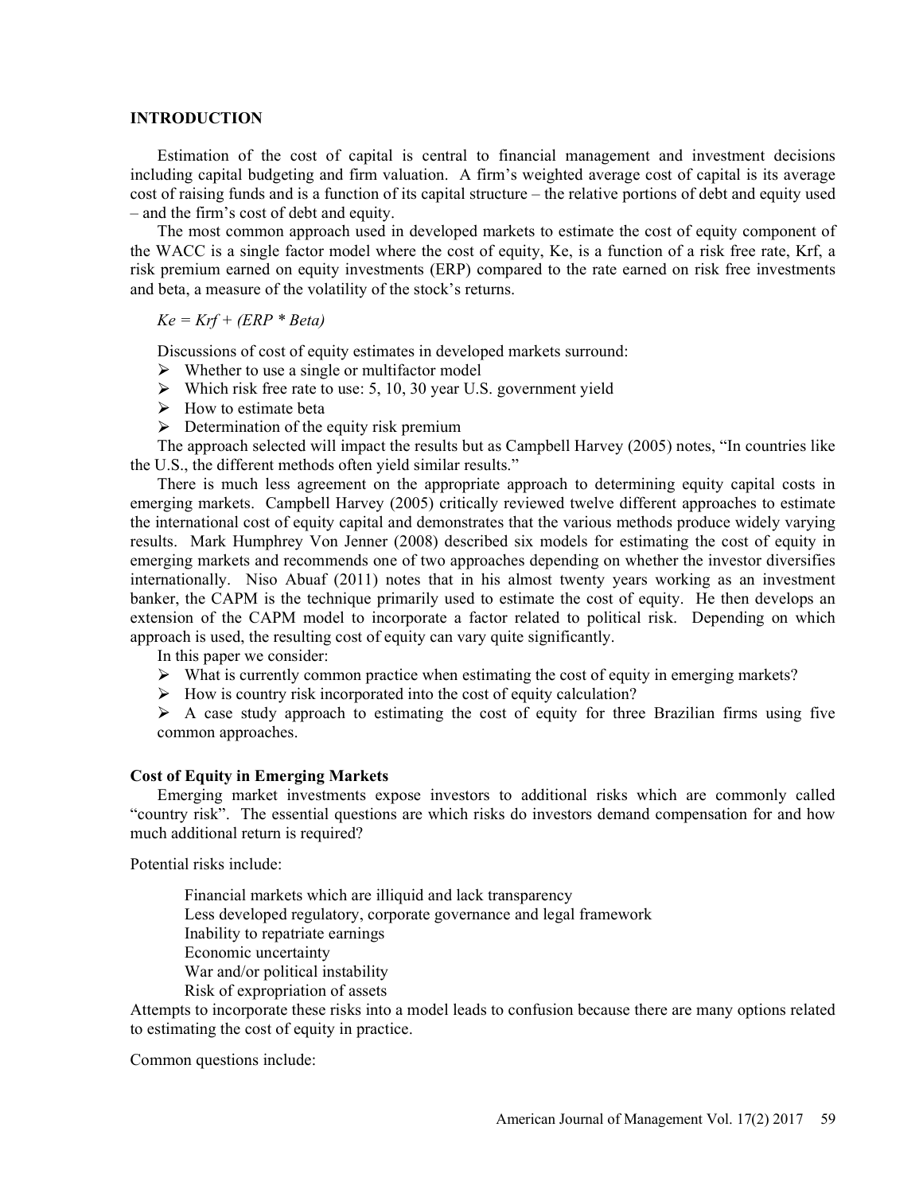## INTRODUCTION

Estimation of the cost of capital is central to financial management and investment decisions including capital budgeting and firm valuation. A firm's weighted average cost of capital is its average cost of raising funds and is a function of its capital structure – the relative portions of debt and equity used – and the firm's cost of debt and equity.

The most common approach used in developed markets to estimate the cost of equity component of the WACC is a single factor model where the cost of equity, Ke, is a function of a risk free rate, Krf, a risk premium earned on equity investments (ERP) compared to the rate earned on risk free investments and beta, a measure of the volatility of the stock's returns.

$$Ke = Krf + (ERP * Beta)$$

Discussions of cost of equity estimates in developed markets surround:

- Whether to use a single or multifactor model
- Which risk free rate to use: 5, 10, 30 year U.S. government yield
- How to estimate beta
- Determination of the equity risk premium

The approach selected will impact the results but as Campbell Harvey (2005) notes, "In countries like the U.S., the different methods often yield similar results."

There is much less agreement on the appropriate approach to determining equity capital costs in emerging markets. Campbell Harvey (2005) critically reviewed twelve different approaches to estimate the international cost of equity capital and demonstrates that the various methods produce widely varying results. Mark Humphrey Von Jenner (2008) described six models for estimating the cost of equity in emerging markets and recommends one of two approaches depending on whether the investor diversifies internationally. Niso Abuaf (2011) notes that in his almost twenty years working as an investment banker, the CAPM is the technique primarily used to estimate the cost of equity. He then develops an extension of the CAPM model to incorporate a factor related to political risk. Depending on which approach is used, the resulting cost of equity can vary quite significantly.

In this paper we consider:

- What is currently common practice when estimating the cost of equity in emerging markets?
- How is country risk incorporated into the cost of equity calculation?
- A case study approach to estimating the cost of equity for three Brazilian firms using five common approaches.

### Cost of Equity in Emerging Markets

Emerging market investments expose investors to additional risks which are commonly called "country risk". The essential questions are which risks do investors demand compensation for and how much additional return is required?

Potential risks include:

Financial markets which are illiquid and lack transparency
Less developed regulatory, corporate governance and legal framework
Inability to repatriate earnings
Economic uncertainty
War and/or political instability
Risk of expropriation of assets

Attempts to incorporate these risks into a model leads to confusion because there are many options related to estimating the cost of equity in practice.

Common questions include: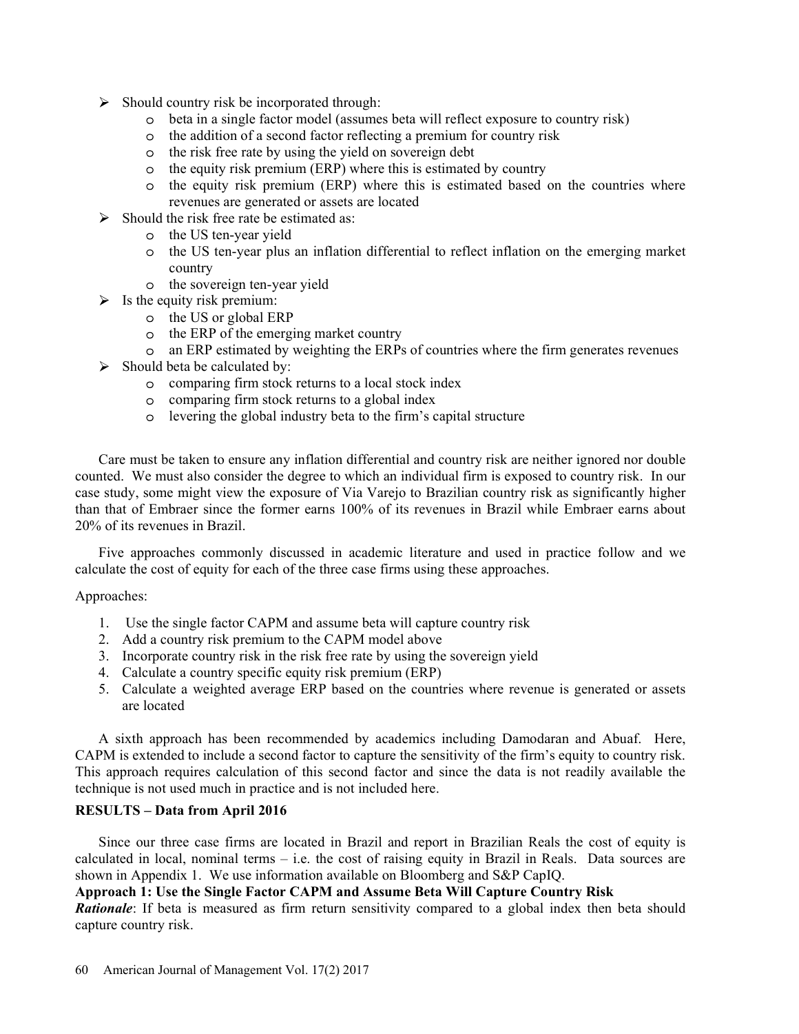- Should country risk be incorporated through:
    - beta in a single factor model (assumes beta will reflect exposure to country risk)
    - the addition of a second factor reflecting a premium for country risk
    - the risk free rate by using the yield on sovereign debt
    - the equity risk premium (ERP) where this is estimated by country
    - the equity risk premium (ERP) where this is estimated based on the countries where revenues are generated or assets are located
- Should the risk free rate be estimated as:
    - the US ten-year yield
    - the US ten-year plus an inflation differential to reflect inflation on the emerging market country
    - the sovereign ten-year yield
- Is the equity risk premium:
    - the US or global ERP
    - the ERP of the emerging market country
    - an ERP estimated by weighting the ERPs of countries where the firm generates revenues
- Should beta be calculated by:
    - comparing firm stock returns to a local stock index
    - comparing firm stock returns to a global index
    - levering the global industry beta to the firm's capital structure

Care must be taken to ensure any inflation differential and country risk are neither ignored nor double counted. We must also consider the degree to which an individual firm is exposed to country risk. In our case study, some might view the exposure of Via Varejo to Brazilian country risk as significantly higher than that of Embraer since the former earns 100% of its revenues in Brazil while Embraer earns about 20% of its revenues in Brazil.

Five approaches commonly discussed in academic literature and used in practice follow and we calculate the cost of equity for each of the three case firms using these approaches.

Approaches:

1. Use the single factor CAPM and assume beta will capture country risk
2. Add a country risk premium to the CAPM model above
3. Incorporate country risk in the risk free rate by using the sovereign yield
4. Calculate a country specific equity risk premium (ERP)
5. Calculate a weighted average ERP based on the countries where revenue is generated or assets are located

A sixth approach has been recommended by academics including Damodaran and Abuaf. Here, CAPM is extended to include a second factor to capture the sensitivity of the firm's equity to country risk. This approach requires calculation of this second factor and since the data is not readily available the technique is not used much in practice and is not included here.

**RESULTS – Data from April 2016**

Since our three case firms are located in Brazil and report in Brazilian Reals the cost of equity is calculated in local, nominal terms – i.e. the cost of raising equity in Brazil in Reals. Data sources are shown in Appendix 1. We use information available on Bloomberg and S&P CapIQ.

**Approach 1: Use the Single Factor CAPM and Assume Beta Will Capture Country Risk**

***Rationale***: If beta is measured as firm return sensitivity compared to a global index then beta should capture country risk.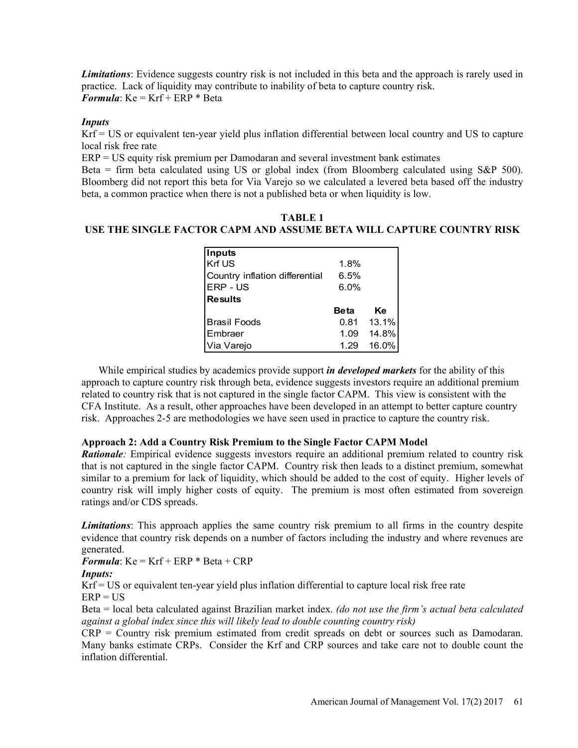***Limitations***: Evidence suggests country risk is not included in this beta and the approach is rarely used in practice. Lack of liquidity may contribute to inability of beta to capture country risk.
***Formula***: Ke = Krf + ERP * Beta

***Inputs***

Krf = US or equivalent ten-year yield plus inflation differential between local country and US to capture local risk free rate

ERP = US equity risk premium per Damodaran and several investment bank estimates

Beta = firm beta calculated using US or global index (from Bloomberg calculated using S&P 500). Bloomberg did not report this beta for Via Varejo so we calculated a levered beta based off the industry beta, a common practice when there is not a published beta or when liquidity is low.

**TABLE 1**
**USE THE SINGLE FACTOR CAPM AND ASSUME BETA WILL CAPTURE COUNTRY RISK**

| **Inputs** | | |
|---|---|---|
| Krf US | 1.8% | |
| Country inflation differential | 6.5% | |
| ERP - US | 6.0% | |
| **Results** | | |
| | **Beta** | **Ke** |
| Brasil Foods | 0.81 | 13.1% |
| Embraer | 1.09 | 14.8% |
| Via Varejo | 1.29 | 16.0% |

While empirical studies by academics provide support ***in developed markets*** for the ability of this approach to capture country risk through beta, evidence suggests investors require an additional premium related to country risk that is not captured in the single factor CAPM. This view is consistent with the CFA Institute. As a result, other approaches have been developed in an attempt to better capture country risk. Approaches 2-5 are methodologies we have seen used in practice to capture the country risk.

### Approach 2: Add a Country Risk Premium to the Single Factor CAPM Model

***Rationale:*** Empirical evidence suggests investors require an additional premium related to country risk that is not captured in the single factor CAPM. Country risk then leads to a distinct premium, somewhat similar to a premium for lack of liquidity, which should be added to the cost of equity. Higher levels of country risk will imply higher costs of equity. The premium is most often estimated from sovereign ratings and/or CDS spreads.

***Limitations***: This approach applies the same country risk premium to all firms in the country despite evidence that country risk depends on a number of factors including the industry and where revenues are generated.

***Formula***: Ke = Krf + ERP * Beta + CRP

***Inputs:***

Krf = US or equivalent ten-year yield plus inflation differential to capture local risk free rate

ERP = US

Beta = local beta calculated against Brazilian market index. *(do not use the firm's actual beta calculated against a global index since this will likely lead to double counting country risk)*

CRP = Country risk premium estimated from credit spreads on debt or sources such as Damodaran. Many banks estimate CRPs. Consider the Krf and CRP sources and take care not to double count the inflation differential.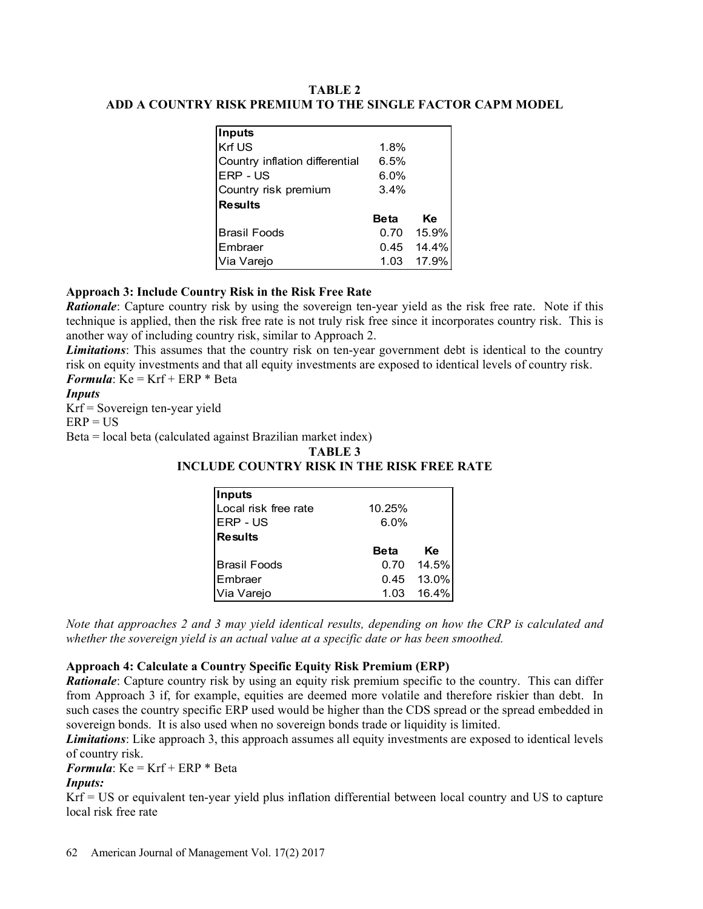**TABLE 2**
**ADD A COUNTRY RISK PREMIUM TO THE SINGLE FACTOR CAPM MODEL**

| **Inputs** | | |
|---|---|---|
| Krf US | 1.8% | |
| Country inflation differential | 6.5% | |
| ERP - US | 6.0% | |
| Country risk premium | 3.4% | |
| **Results** | | |
| | **Beta** | **Ke** |
| Brasil Foods | 0.70 | 15.9% |
| Embraer | 0.45 | 14.4% |
| Via Varejo | 1.03 | 17.9% |

**Approach 3: Include Country Risk in the Risk Free Rate**

***Rationale***: Capture country risk by using the sovereign ten-year yield as the risk free rate. Note if this technique is applied, then the risk free rate is not truly risk free since it incorporates country risk. This is another way of including country risk, similar to Approach 2.

***Limitations***: This assumes that the country risk on ten-year government debt is identical to the country risk on equity investments and that all equity investments are exposed to identical levels of country risk.

***Formula***: Ke = Krf + ERP * Beta

***Inputs***

Krf = Sovereign ten-year yield

ERP = US

Beta = local beta (calculated against Brazilian market index)

**TABLE 3**
**INCLUDE COUNTRY RISK IN THE RISK FREE RATE**

| **Inputs** | | |
|---|---|---|
| Local risk free rate | 10.25% | |
| ERP - US | 6.0% | |
| **Results** | | |
| | **Beta** | **Ke** |
| Brasil Foods | 0.70 | 14.5% |
| Embraer | 0.45 | 13.0% |
| Via Varejo | 1.03 | 16.4% |

*Note that approaches 2 and 3 may yield identical results, depending on how the CRP is calculated and whether the sovereign yield is an actual value at a specific date or has been smoothed.*

**Approach 4: Calculate a Country Specific Equity Risk Premium (ERP)**

***Rationale***: Capture country risk by using an equity risk premium specific to the country. This can differ from Approach 3 if, for example, equities are deemed more volatile and therefore riskier than debt. In such cases the country specific ERP used would be higher than the CDS spread or the spread embedded in sovereign bonds. It is also used when no sovereign bonds trade or liquidity is limited.

***Limitations***: Like approach 3, this approach assumes all equity investments are exposed to identical levels of country risk.

***Formula***: Ke = Krf + ERP * Beta

***Inputs:***

Krf = US or equivalent ten-year yield plus inflation differential between local country and US to capture local risk free rate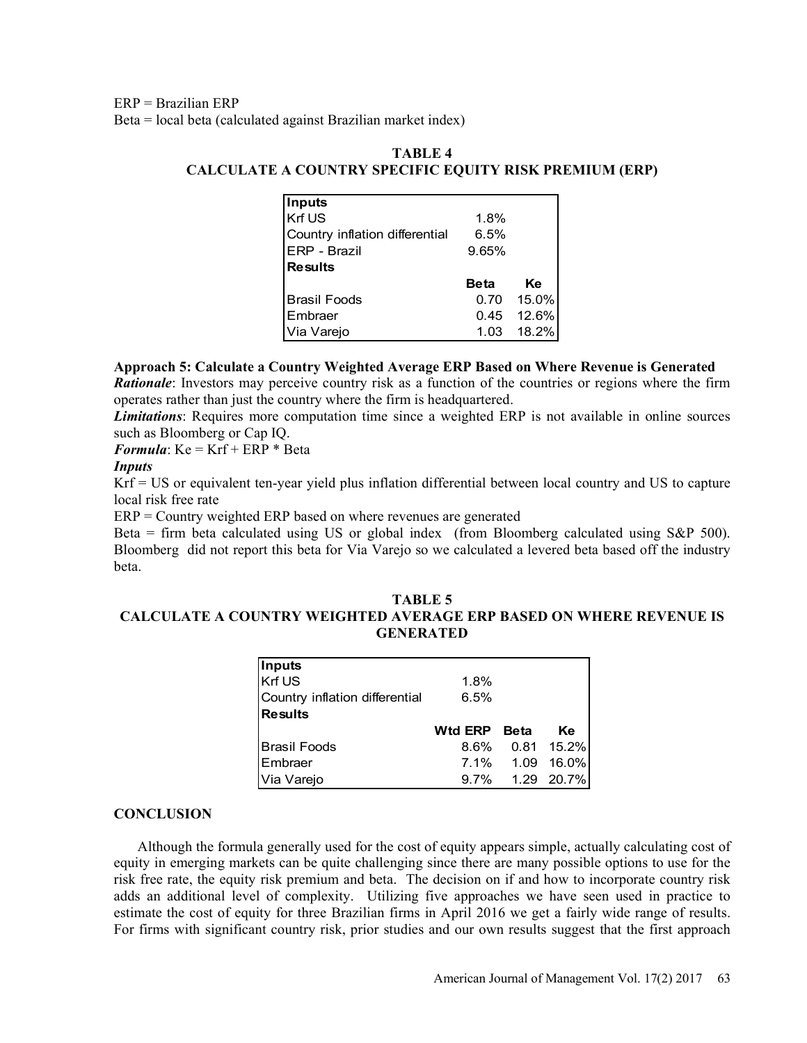ERP = Brazilian ERP
Beta = local beta (calculated against Brazilian market index)

**TABLE 4**
**CALCULATE A COUNTRY SPECIFIC EQUITY RISK PREMIUM (ERP)**

| **Inputs** | | |
|---|---|---|
| Krf US | 1.8% | |
| Country inflation differential | 6.5% | |
| ERP - Brazil | 9.65% | |
| **Results** | | |
| | **Beta** | **Ke** |
| Brasil Foods | 0.70 | 15.0% |
| Embraer | 0.45 | 12.6% |
| Via Varejo | 1.03 | 18.2% |

**Approach 5: Calculate a Country Weighted Average ERP Based on Where Revenue is Generated**

***Rationale***: Investors may perceive country risk as a function of the countries or regions where the firm operates rather than just the country where the firm is headquartered.

***Limitations***: Requires more computation time since a weighted ERP is not available in online sources such as Bloomberg or Cap IQ.

***Formula***: Ke = Krf + ERP * Beta

***Inputs***

Krf = US or equivalent ten-year yield plus inflation differential between local country and US to capture local risk free rate

ERP = Country weighted ERP based on where revenues are generated

Beta = firm beta calculated using US or global index (from Bloomberg calculated using S&P 500). Bloomberg did not report this beta for Via Varejo so we calculated a levered beta based off the industry beta.

**TABLE 5**
**CALCULATE A COUNTRY WEIGHTED AVERAGE ERP BASED ON WHERE REVENUE IS GENERATED**

| **Inputs** | | | |
|---|---|---|---|
| Krf US | 1.8% | | |
| Country inflation differential | 6.5% | | |
| **Results** | | | |
| | **Wtd ERP** | **Beta** | **Ke** |
| Brasil Foods | 8.6% | 0.81 | 15.2% |
| Embraer | 7.1% | 1.09 | 16.0% |
| Via Varejo | 9.7% | 1.29 | 20.7% |

## CONCLUSION

Although the formula generally used for the cost of equity appears simple, actually calculating cost of equity in emerging markets can be quite challenging since there are many possible options to use for the risk free rate, the equity risk premium and beta. The decision on if and how to incorporate country risk adds an additional level of complexity. Utilizing five approaches we have seen used in practice to estimate the cost of equity for three Brazilian firms in April 2016 we get a fairly wide range of results. For firms with significant country risk, prior studies and our own results suggest that the first approach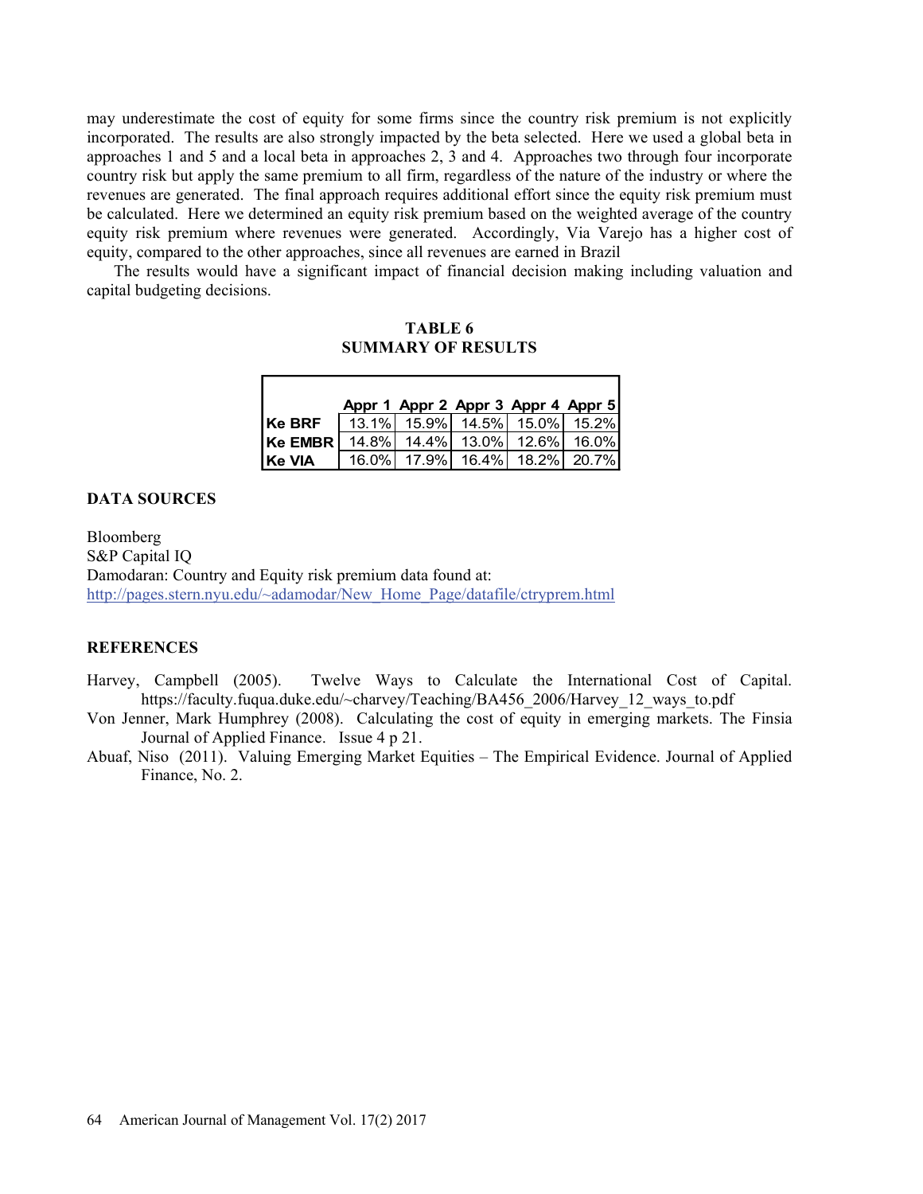may underestimate the cost of equity for some firms since the country risk premium is not explicitly incorporated. The results are also strongly impacted by the beta selected. Here we used a global beta in approaches 1 and 5 and a local beta in approaches 2, 3 and 4. Approaches two through four incorporate country risk but apply the same premium to all firm, regardless of the nature of the industry or where the revenues are generated. The final approach requires additional effort since the equity risk premium must be calculated. Here we determined an equity risk premium based on the weighted average of the country equity risk premium where revenues were generated. Accordingly, Via Varejo has a higher cost of equity, compared to the other approaches, since all revenues are earned in Brazil

The results would have a significant impact of financial decision making including valuation and capital budgeting decisions.

**TABLE 6**
**SUMMARY OF RESULTS**

| | Appr 1 | Appr 2 | Appr 3 | Appr 4 | Appr 5 |
|---|---|---|---|---|---|
| **Ke BRF** | 13.1% | 15.9% | 14.5% | 15.0% | 15.2% |
| **Ke EMBR** | 14.8% | 14.4% | 13.0% | 12.6% | 16.0% |
| **Ke VIA** | 16.0% | 17.9% | 16.4% | 18.2% | 20.7% |

## DATA SOURCES

Bloomberg
S&P Capital IQ
Damodaran: Country and Equity risk premium data found at:
http://pages.stern.nyu.edu/~adamodar/New_Home_Page/datafile/ctryprem.html

## REFERENCES

Harvey, Campbell (2005). Twelve Ways to Calculate the International Cost of Capital. https://faculty.fuqua.duke.edu/~charvey/Teaching/BA456_2006/Harvey_12_ways_to.pdf

Von Jenner, Mark Humphrey (2008). Calculating the cost of equity in emerging markets. The Finsia Journal of Applied Finance. Issue 4 p 21.

Abuaf, Niso (2011). Valuing Emerging Market Equities – The Empirical Evidence. Journal of Applied Finance, No. 2.